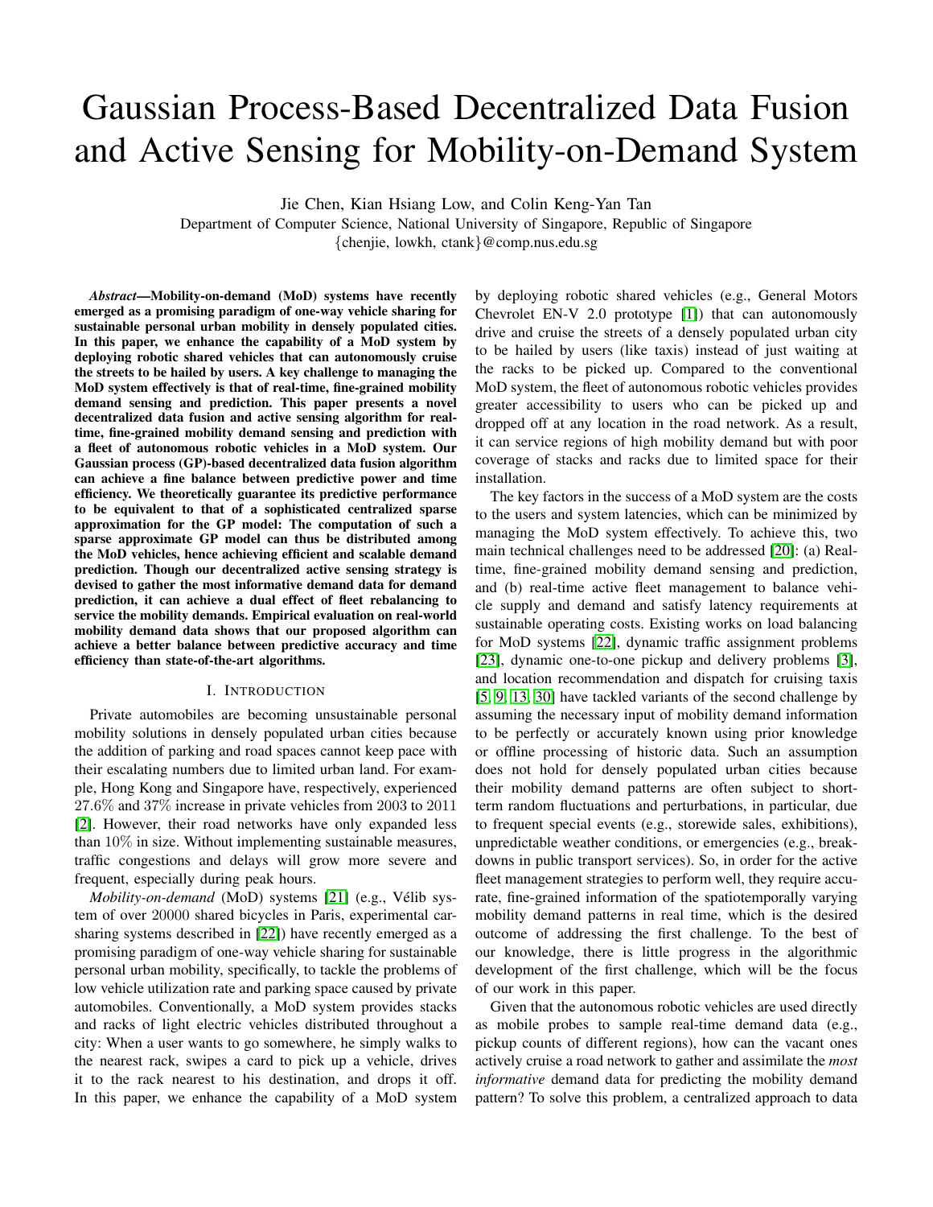# Gaussian Process-Based Decentralized Data Fusion and Active Sensing for Mobility-on-Demand System

Jie Chen, Kian Hsiang Low, and Colin Keng-Yan Tan

Department of Computer Science, National University of Singapore, Republic of Singapore

{chenjie, lowkh, ctank}@comp.nus.edu.sg

***Abstract*—Mobility-on-demand (MoD) systems have recently emerged as a promising paradigm of one-way vehicle sharing for sustainable personal urban mobility in densely populated cities. In this paper, we enhance the capability of a MoD system by deploying robotic shared vehicles that can autonomously cruise the streets to be hailed by users. A key challenge to managing the MoD system effectively is that of real-time, fine-grained mobility demand sensing and prediction. This paper presents a novel decentralized data fusion and active sensing algorithm for real-time, fine-grained mobility demand sensing and prediction with a fleet of autonomous robotic vehicles in a MoD system. Our Gaussian process (GP)-based decentralized data fusion algorithm can achieve a fine balance between predictive power and time efficiency. We theoretically guarantee its predictive performance to be equivalent to that of a sophisticated centralized sparse approximation for the GP model: The computation of such a sparse approximate GP model can thus be distributed among the MoD vehicles, hence achieving efficient and scalable demand prediction. Though our decentralized active sensing strategy is devised to gather the most informative demand data for demand prediction, it can achieve a dual effect of fleet rebalancing to service the mobility demands. Empirical evaluation on real-world mobility demand data shows that our proposed algorithm can achieve a better balance between predictive accuracy and time efficiency than state-of-the-art algorithms.**

## I. Introduction

Private automobiles are becoming unsustainable personal mobility solutions in densely populated urban cities because the addition of parking and road spaces cannot keep pace with their escalating numbers due to limited urban land. For example, Hong Kong and Singapore have, respectively, experienced $27.6\%$ and $37\%$ increase in private vehicles from 2003 to 2011 [2]. However, their road networks have only expanded less than $10\%$ in size. Without implementing sustainable measures, traffic congestions and delays will grow more severe and frequent, especially during peak hours.

*Mobility-on-demand* (MoD) systems [21] (e.g., Vélib system of over 20000 shared bicycles in Paris, experimental car-sharing systems described in [22]) have recently emerged as a promising paradigm of one-way vehicle sharing for sustainable personal urban mobility, specifically, to tackle the problems of low vehicle utilization rate and parking space caused by private automobiles. Conventionally, a MoD system provides stacks and racks of light electric vehicles distributed throughout a city: When a user wants to go somewhere, he simply walks to the nearest rack, swipes a card to pick up a vehicle, drives it to the rack nearest to his destination, and drops it off. In this paper, we enhance the capability of a MoD system by deploying robotic shared vehicles (e.g., General Motors Chevrolet EN-V 2.0 prototype [1]) that can autonomously drive and cruise the streets of a densely populated urban city to be hailed by users (like taxis) instead of just waiting at the racks to be picked up. Compared to the conventional MoD system, the fleet of autonomous robotic vehicles provides greater accessibility to users who can be picked up and dropped off at any location in the road network. As a result, it can service regions of high mobility demand but with poor coverage of stacks and racks due to limited space for their installation.

The key factors in the success of a MoD system are the costs to the users and system latencies, which can be minimized by managing the MoD system effectively. To achieve this, two main technical challenges need to be addressed [20]: (a) Real-time, fine-grained mobility demand sensing and prediction, and (b) real-time active fleet management to balance vehicle supply and demand and satisfy latency requirements at sustainable operating costs. Existing works on load balancing for MoD systems [22], dynamic traffic assignment problems [23], dynamic one-to-one pickup and delivery problems [3], and location recommendation and dispatch for cruising taxis [5, 9, 13, 30] have tackled variants of the second challenge by assuming the necessary input of mobility demand information to be perfectly or accurately known using prior knowledge or offline processing of historic data. Such an assumption does not hold for densely populated urban cities because their mobility demand patterns are often subject to short-term random fluctuations and perturbations, in particular, due to frequent special events (e.g., storewide sales, exhibitions), unpredictable weather conditions, or emergencies (e.g., breakdowns in public transport services). So, in order for the active fleet management strategies to perform well, they require accurate, fine-grained information of the spatiotemporally varying mobility demand patterns in real time, which is the desired outcome of addressing the first challenge. To the best of our knowledge, there is little progress in the algorithmic development of the first challenge, which will be the focus of our work in this paper.

Given that the autonomous robotic vehicles are used directly as mobile probes to sample real-time demand data (e.g., pickup counts of different regions), how can the vacant ones actively cruise a road network to gather and assimilate the *most informative* demand data for predicting the mobility demand pattern? To solve this problem, a centralized approach to data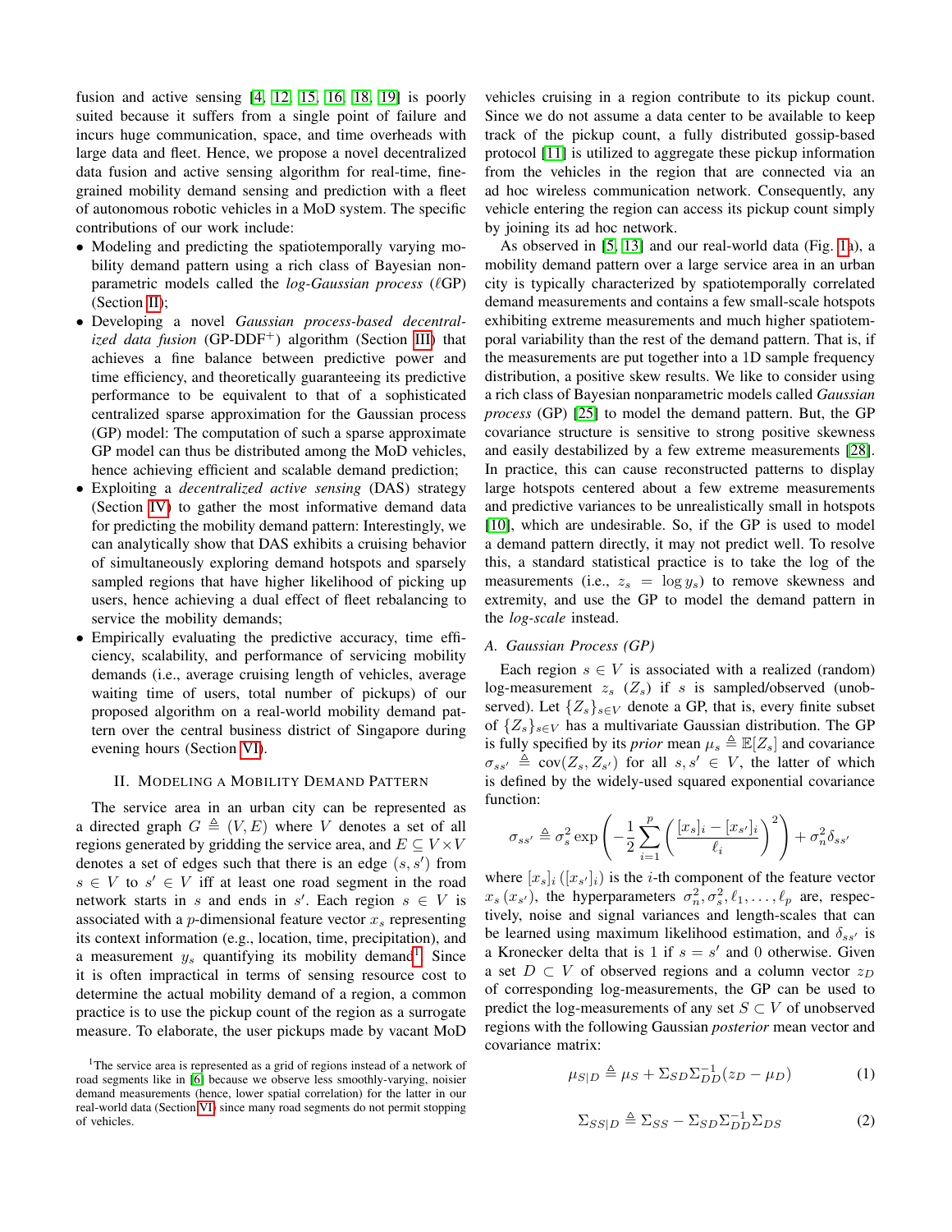fusion and active sensing [4, 12, 15, 16, 18, 19] is poorly suited because it suffers from a single point of failure and incurs huge communication, space, and time overheads with large data and fleet. Hence, we propose a novel decentralized data fusion and active sensing algorithm for real-time, fine-grained mobility demand sensing and prediction with a fleet of autonomous robotic vehicles in a MoD system. The specific contributions of our work include:

- Modeling and predicting the spatiotemporally varying mobility demand pattern using a rich class of Bayesian non-parametric models called the *log-Gaussian process* ($\ell$GP) (Section II);
- Developing a novel *Gaussian process-based decentralized data fusion* (GP-DDF$^+$) algorithm (Section III) that achieves a fine balance between predictive power and time efficiency, and theoretically guaranteeing its predictive performance to be equivalent to that of a sophisticated centralized sparse approximation for the Gaussian process (GP) model: The computation of such a sparse approximate GP model can thus be distributed among the MoD vehicles, hence achieving efficient and scalable demand prediction;
- Exploiting a *decentralized active sensing* (DAS) strategy (Section IV) to gather the most informative demand data for predicting the mobility demand pattern: Interestingly, we can analytically show that DAS exhibits a cruising behavior of simultaneously exploring demand hotspots and sparsely sampled regions that have higher likelihood of picking up users, hence achieving a dual effect of fleet rebalancing to service the mobility demands;
- Empirically evaluating the predictive accuracy, time efficiency, scalability, and performance of servicing mobility demands (i.e., average cruising length of vehicles, average waiting time of users, total number of pickups) of our proposed algorithm on a real-world mobility demand pattern over the central business district of Singapore during evening hours (Section VI).

## II. Modeling a Mobility Demand Pattern

The service area in an urban city can be represented as a directed graph $G \triangleq (V, E)$ where $V$ denotes a set of all regions generated by gridding the service area, and $E \subseteq V \times V$ denotes a set of edges such that there is an edge $(s, s')$ from $s \in V$ to $s' \in V$ iff at least one road segment in the road network starts in $s$ and ends in $s'$. Each region $s \in V$ is associated with a $p$-dimensional feature vector $x_s$ representing its context information (e.g., location, time, precipitation), and a measurement $y_s$ quantifying its mobility demand[1]. Since it is often impractical in terms of sensing resource cost to determine the actual mobility demand of a region, a common practice is to use the pickup count of the region as a surrogate measure. To elaborate, the user pickups made by vacant MoD vehicles cruising in a region contribute to its pickup count. Since we do not assume a data center to be available to keep track of the pickup count, a fully distributed gossip-based protocol [11] is utilized to aggregate these pickup information from the vehicles in the region that are connected via an ad hoc wireless communication network. Consequently, any vehicle entering the region can access its pickup count simply by joining its ad hoc network.

As observed in [5, 13] and our real-world data (Fig. 1a), a mobility demand pattern over a large service area in an urban city is typically characterized by spatiotemporally correlated demand measurements and contains a few small-scale hotspots exhibiting extreme measurements and much higher spatiotemporal variability than the rest of the demand pattern. That is, if the measurements are put together into a 1D sample frequency distribution, a positive skew results. We like to consider using a rich class of Bayesian nonparametric models called *Gaussian process* (GP) [25] to model the demand pattern. But, the GP covariance structure is sensitive to strong positive skewness and easily destabilized by a few extreme measurements [28]. In practice, this can cause reconstructed patterns to display large hotspots centered about a few extreme measurements and predictive variances to be unrealistically small in hotspots [10], which are undesirable. So, if the GP is used to model a demand pattern directly, it may not predict well. To resolve this, a standard statistical practice is to take the log of the measurements (i.e., $z_s = \log y_s$) to remove skewness and extremity, and use the GP to model the demand pattern in the *log-scale* instead.

### A. Gaussian Process (GP)

Each region $s \in V$ is associated with a realized (random) log-measurement $z_s$ ($Z_s$) if $s$ is sampled/observed (unobserved). Let $\{Z_s\}_{s \in V}$ denote a GP, that is, every finite subset of $\{Z_s\}_{s \in V}$ has a multivariate Gaussian distribution. The GP is fully specified by its *prior* mean $\mu_s \triangleq \mathbb{E}[Z_s]$ and covariance $\sigma_{ss'} \triangleq \text{cov}(Z_s, Z_{s'})$ for all $s, s' \in V$, the latter of which is defined by the widely-used squared exponential covariance function:

$$\sigma_{ss'} \triangleq \sigma_s^2 \exp\left(-\frac{1}{2}\sum_{i=1}^{p}\left(\frac{[x_s]_i - [x_{s'}]_i}{\ell_i}\right)^2\right) + \sigma_n^2 \delta_{ss'}$$

where $[x_s]_i$ ($[x_{s'}]_i$) is the $i$-th component of the feature vector $x_s$ ($x_{s'}$), the hyperparameters $\sigma_n^2, \sigma_s^2, \ell_1, \ldots, \ell_p$ are, respectively, noise and signal variances and length-scales that can be learned using maximum likelihood estimation, and $\delta_{ss'}$ is a Kronecker delta that is 1 if $s = s'$ and 0 otherwise. Given a set $D \subset V$ of observed regions and a column vector $z_D$ of corresponding log-measurements, the GP can be used to predict the log-measurements of any set $S \subset V$ of unobserved regions with the following Gaussian *posterior* mean vector and covariance matrix:

$$\mu_{S|D} \triangleq \mu_S + \Sigma_{SD}\Sigma_{DD}^{-1}(z_D - \mu_D) \quad (1)$$

$$\Sigma_{SS|D} \triangleq \Sigma_{SS} - \Sigma_{SD}\Sigma_{DD}^{-1}\Sigma_{DS} \quad (2)$$

[1] The service area is represented as a grid of regions instead of a network of road segments like in [6] because we observe less smoothly-varying, noisier demand measurements (hence, lower spatial correlation) for the latter in our real-world data (Section VI) since many road segments do not permit stopping of vehicles.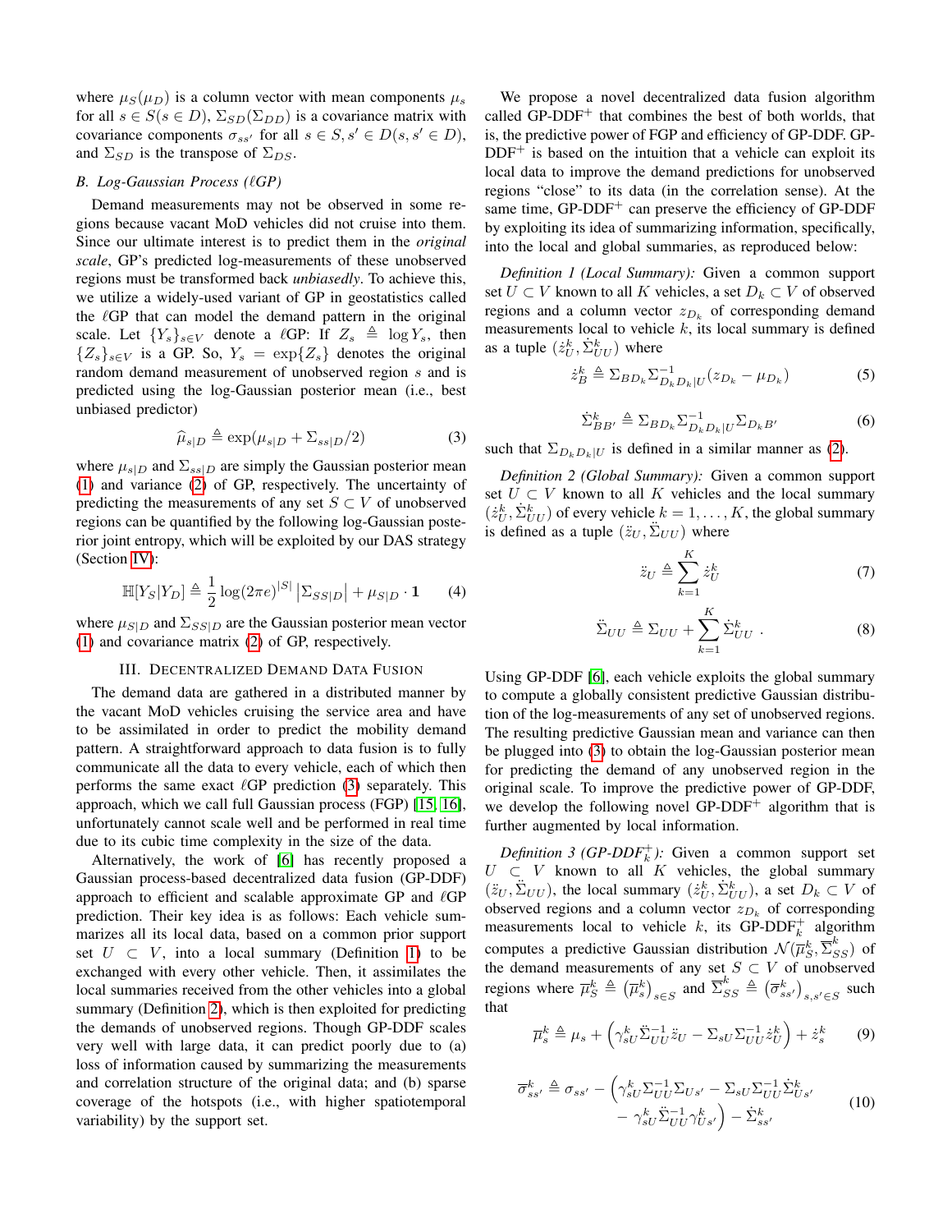where $\mu_S(\mu_D)$ is a column vector with mean components $\mu_s$ for all $s \in S(s \in D)$, $\Sigma_{SD}(\Sigma_{DD})$ is a covariance matrix with covariance components $\sigma_{ss'}$ for all $s, s' \in D(s, s' \in D)$, and $\Sigma_{SD}$ is the transpose of $\Sigma_{DS}$.

### B. Log-Gaussian Process ($\ell$GP)

Demand measurements may not be observed in some regions because vacant MoD vehicles did not cruise into them. Since our ultimate interest is to predict them in the *original* scale, GP's predicted log-measurements of these unobserved regions must be transformed back *unbiasedly*. To achieve this, we utilize a widely-used variant of GP in geostatistics called the $\ell$GP that can model the demand pattern in the original scale. Let $\{Y_s\}_{s\in V}$ denote a $\ell$GP: If $Z_s \triangleq \log Y_s$, then $\{Z_s\}_{s\in V}$ is a GP. So, $Y_s = \exp\{Z_s\}$ denotes the original random demand measurement of unobserved region $s$ and is predicted using the log-Gaussian posterior mean (i.e., best unbiased predictor)

$$\widehat{\mu}_{s|D} \triangleq \exp(\mu_{s|D} + \Sigma_{ss|D}/2) \tag{3}$$

where $\mu_{s|D}$ and $\Sigma_{ss|D}$ are simply the Gaussian posterior mean (1) and variance (2) of GP, respectively. The uncertainty of predicting the measurements of any set $S \subset V$ of unobserved regions can be quantified by the following log-Gaussian posterior joint entropy, which will be exploited by our DAS strategy (Section IV):

$$\mathbb{H}[Y_S|Y_D] \triangleq \frac{1}{2}\log(2\pi e)^{|S|}\left|\Sigma_{SS|D}\right| + \mu_{S|D}\cdot\mathbf{1} \tag{4}$$

where $\mu_{S|D}$ and $\Sigma_{SS|D}$ are the Gaussian posterior mean vector (1) and covariance matrix (2) of GP, respectively.

## III. Decentralized Demand Data Fusion

The demand data are gathered in a distributed manner by the vacant MoD vehicles cruising the service area and have to be assimilated in order to predict the mobility demand pattern. A straightforward approach to data fusion is to fully communicate all the data to every vehicle, each of which then performs the same exact $\ell$GP prediction (3) separately. This approach, which we call full Gaussian process (FGP) [15, 16], unfortunately cannot scale well and be performed in real time due to its cubic time complexity in the size of the data.

Alternatively, the work of [6] has recently proposed a Gaussian process-based decentralized data fusion (GP-DDF) approach to efficient and scalable approximate GP and $\ell$GP prediction. Their key idea is as follows: Each vehicle summarizes all its local data, based on a common prior support set $U \subset V$, into a local summary (Definition 1) to be exchanged with every other vehicle. Then, it assimilates the local summaries received from the other vehicles into a global summary (Definition 2), which is then exploited for predicting the demands of unobserved regions. Though GP-DDF scales very well with large data, it can predict poorly due to (a) loss of information caused by summarizing the measurements and correlation structure of the original data; and (b) sparse coverage of the hotspots (i.e., with higher spatiotemporal variability) by the support set.

We propose a novel decentralized data fusion algorithm called GP-DDF$^+$ that combines the best of both worlds, that is, the predictive power of FGP and efficiency of GP-DDF. GP-DDF$^+$ is based on the intuition that a vehicle can exploit its local data to improve the demand predictions for unobserved regions "close" to its data (in the correlation sense). At the same time, GP-DDF$^+$ can preserve the efficiency of GP-DDF by exploiting its idea of summarizing information, specifically, into the local and global summaries, as reproduced below:

*Definition 1 (Local Summary):* Given a common support set $U \subset V$ known to all $K$ vehicles, a set $D_k \subset V$ of observed regions and a column vector $z_{D_k}$ of corresponding demand measurements local to vehicle $k$, its local summary is defined as a tuple $(\dot{z}^k_U, \dot{\Sigma}^k_{UU})$ where

$$\dot{z}^k_B \triangleq \Sigma_{BD_k}\Sigma^{-1}_{D_kD_k|U}(z_{D_k} - \mu_{D_k}) \tag{5}$$

$$\dot{\Sigma}^k_{BB'} \triangleq \Sigma_{BD_k}\Sigma^{-1}_{D_kD_k|U}\Sigma_{D_kB'} \tag{6}$$

such that $\Sigma_{D_kD_k|U}$ is defined in a similar manner as (2).

*Definition 2 (Global Summary):* Given a common support set $U \subset V$ known to all $K$ vehicles and the local summary $(\dot{z}^k_U, \dot{\Sigma}^k_{UU})$ of every vehicle $k = 1, \ldots, K$, the global summary is defined as a tuple $(\ddot{z}_U, \ddot{\Sigma}_{UU})$ where

$$\ddot{z}_U \triangleq \sum_{k=1}^{K} \dot{z}^k_U \tag{7}$$

$$\ddot{\Sigma}_{UU} \triangleq \Sigma_{UU} + \sum_{k=1}^{K} \dot{\Sigma}^k_{UU}\ . \tag{8}$$

Using GP-DDF [6], each vehicle exploits the global summary to compute a globally consistent predictive Gaussian distribution of the log-measurements of any set of unobserved regions. The resulting predictive Gaussian mean and variance can then be plugged into (3) to obtain the log-Gaussian posterior mean for predicting the demand of any unobserved region in the original scale. To improve the predictive power of GP-DDF, we develop the following novel GP-DDF$^+$ algorithm that is further augmented by local information.

*Definition 3 (GP-DDF$^+_k$):* Given a common support set $U \subset V$ known to all $K$ vehicles, the global summary $(\ddot{z}_U, \ddot{\Sigma}_{UU})$, the local summary $(\dot{z}^k_U, \dot{\Sigma}^k_{UU})$, a set $D_k \subset V$ of observed regions and a column vector $z_{D_k}$ of corresponding measurements local to vehicle $k$, its GP-DDF$^+_k$ algorithm computes a predictive Gaussian distribution $\mathcal{N}(\overline{\mu}^k_S, \overline{\Sigma}^k_{SS})$ of the demand measurements of any set $S \subset V$ of unobserved regions where $\overline{\mu}^k_S \triangleq \left(\overline{\mu}^k_s\right)_{s\in S}$ and $\overline{\Sigma}^k_{SS} \triangleq \left(\overline{\sigma}^k_{ss'}\right)_{s,s'\in S}$ such that

$$\overline{\mu}^k_s \triangleq \mu_s + \left(\gamma^k_{sU}\ddot{\Sigma}^{-1}_{UU}\ddot{z}_U - \Sigma_{sU}\Sigma^{-1}_{UU}\dot{z}^k_U\right) + \dot{z}^k_s \tag{9}$$

$$\begin{aligned}\overline{\sigma}^k_{ss'} \triangleq \sigma_{ss'} - \Big(&\gamma^k_{sU}\Sigma^{-1}_{UU}\Sigma_{Us'} - \Sigma_{sU}\Sigma^{-1}_{UU}\dot{\Sigma}^k_{Us'} \\ &- \gamma^k_{sU}\ddot{\Sigma}^{-1}_{UU}\gamma^k_{Us'}\Big) - \dot{\Sigma}^k_{ss'}\end{aligned} \tag{10}$$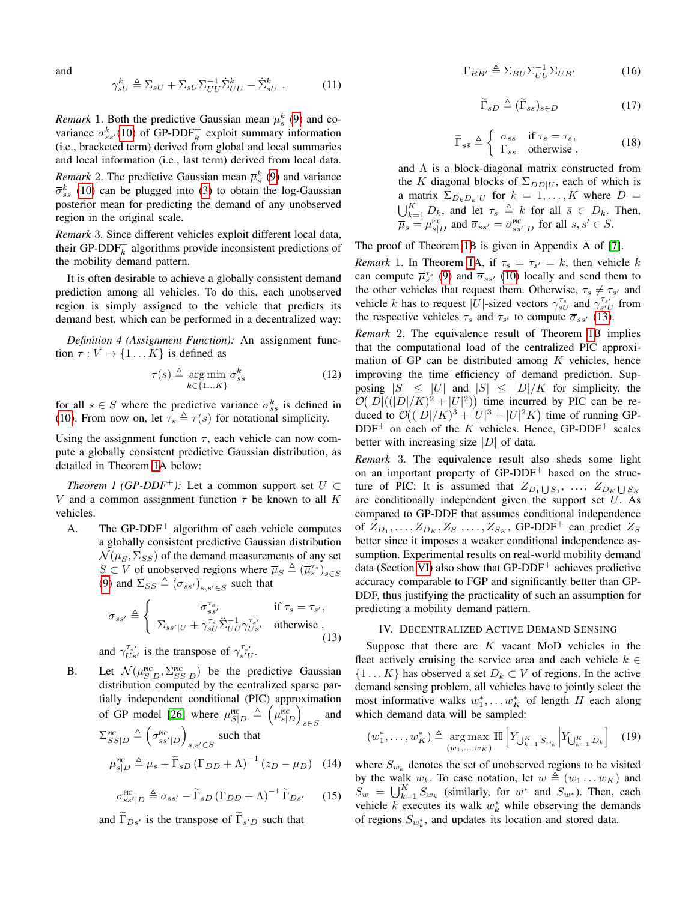and

$$\gamma^k_{sU} \triangleq \Sigma_{sU} + \Sigma_{sU}\Sigma^{-1}_{UU}\dot{\Sigma}^k_{UU} - \dot{\Sigma}^k_{sU} \ . \tag{11}$$

*Remark* 1. Both the predictive Gaussian mean $\overline{\mu}^k_s$ (9) and covariance $\overline{\sigma}^k_{ss'}$(10) of GP-DDF$^+_k$ exploit summary information (i.e., bracketed term) derived from global and local summaries and local information (i.e., last term) derived from local data.

*Remark* 2. The predictive Gaussian mean $\overline{\mu}^k_s$ (9) and variance $\overline{\sigma}^k_{ss}$ (10) can be plugged into (3) to obtain the log-Gaussian posterior mean for predicting the demand of any unobserved region in the original scale.

*Remark* 3. Since different vehicles exploit different local data, their GP-DDF$^+_k$ algorithms provide inconsistent predictions of the mobility demand pattern.

It is often desirable to achieve a globally consistent demand prediction among all vehicles. To do this, each unobserved region is simply assigned to the vehicle that predicts its demand best, which can be performed in a decentralized way:

*Definition 4 (Assignment Function):* An assignment function $\tau : V \mapsto \{1 \ldots K\}$ is defined as

$$\tau(s) \triangleq \underset{k\in\{1\ldots K\}}{\arg\min}\ \overline{\sigma}^k_{ss} \tag{12}$$

for all $s \in S$ where the predictive variance $\overline{\sigma}^k_{ss}$ is defined in (10). From now on, let $\tau_s \triangleq \tau(s)$ for notational simplicity.

Using the assignment function $\tau$, each vehicle can now compute a globally consistent predictive Gaussian distribution, as detailed in Theorem 1A below:

*Theorem 1 (GP-DDF$^+$):* Let a common support set $U \subset V$ and a common assignment function $\tau$ be known to all $K$ vehicles.

A. The GP-DDF$^+$ algorithm of each vehicle computes a globally consistent predictive Gaussian distribution $\mathcal{N}(\overline{\mu}_S, \overline{\Sigma}_{SS})$ of the demand measurements of any set $S \subset V$ of unobserved regions where $\overline{\mu}_S \triangleq (\overline{\mu}^{\tau_s}_s)_{s\in S}$ (9) and $\overline{\Sigma}_{SS} \triangleq (\overline{\sigma}_{ss'})_{s,s'\in S}$ such that

$$\overline{\sigma}_{ss'} \triangleq \begin{cases} \overline{\sigma}^{\tau_s}_{ss'} & \text{if } \tau_s = \tau_{s'}, \\ \Sigma_{ss'|U} + \gamma^{\tau_s}_{sU}\ddot{\Sigma}^{-1}_{UU}\gamma^{\tau_{s'}}_{Us'} & \text{otherwise}, \end{cases} \tag{13}$$

and $\gamma^{\tau_{s'}}_{Us'}$ is the transpose of $\gamma^{\tau_{s'}}_{s'U}$.

B. Let $\mathcal{N}(\mu^{\text{PIC}}_{S|D}, \Sigma^{\text{PIC}}_{SS|D})$ be the predictive Gaussian distribution computed by the centralized sparse partially independent conditional (PIC) approximation of GP model [26] where $\mu^{\text{PIC}}_{S|D} \triangleq \left(\mu^{\text{PIC}}_{s|D}\right)_{s\in S}$ and $\Sigma^{\text{PIC}}_{SS|D} \triangleq \left(\sigma^{\text{PIC}}_{ss'|D}\right)_{s,s'\in S}$ such that

$$\mu^{\text{PIC}}_{s|D} \triangleq \mu_s + \widetilde{\Gamma}_{sD}\left(\Gamma_{DD} + \Lambda\right)^{-1}(z_D - \mu_D) \tag{14}$$

$$\sigma^{\text{PIC}}_{ss'|D} \triangleq \sigma_{ss'} - \widetilde{\Gamma}_{sD}\left(\Gamma_{DD} + \Lambda\right)^{-1}\widetilde{\Gamma}_{Ds'} \tag{15}$$

and $\widetilde{\Gamma}_{Ds'}$ is the transpose of $\widetilde{\Gamma}_{s'D}$ such that

$$\Gamma_{BB'} \triangleq \Sigma_{BU}\Sigma^{-1}_{UU}\Sigma_{UB'} \tag{16}$$

$$\widetilde{\Gamma}_{sD} \triangleq (\widetilde{\Gamma}_{s\bar{s}})_{\bar{s}\in D} \tag{17}$$

$$\widetilde{\Gamma}_{s\bar{s}} \triangleq \begin{cases} \sigma_{s\bar{s}} & \text{if } \tau_s = \tau_{\bar{s}}, \\ \Gamma_{s\bar{s}} & \text{otherwise}, \end{cases} \tag{18}$$

and $\Lambda$ is a block-diagonal matrix constructed from the $K$ diagonal blocks of $\Sigma_{DD|U}$, each of which is a matrix $\Sigma_{D_kD_k|U}$ for $k = 1, \ldots, K$ where $D = \bigcup^K_{k=1} D_k$, and let $\tau_{\bar{s}} \triangleq k$ for all $\bar{s} \in D_k$. Then, $\overline{\mu}_s = \mu^{\text{PIC}}_{s|D}$ and $\overline{\sigma}_{ss'} = \sigma^{\text{PIC}}_{ss'|D}$ for all $s, s' \in S$.

The proof of Theorem 1B is given in Appendix A of [7].

*Remark* 1. In Theorem 1A, if $\tau_s = \tau_{s'} = k$, then vehicle $k$ can compute $\overline{\mu}^{\tau_s}_s$ (9) and $\overline{\sigma}_{ss'}$ (10) locally and send them to the other vehicles that request them. Otherwise, $\tau_s \neq \tau_{s'}$ and vehicle $k$ has to request $|U|$-sized vectors $\gamma^{\tau_s}_{sU}$ and $\gamma^{\tau_{s'}}_{s'U}$ from the respective vehicles $\tau_s$ and $\tau_{s'}$ to compute $\overline{\sigma}_{ss'}$ (13).

*Remark* 2. The equivalence result of Theorem 1B implies that the computational load of the centralized PIC approximation of GP can be distributed among $K$ vehicles, hence improving the time efficiency of demand prediction. Supposing $|S| \leq |U|$ and $|S| \leq |D|/K$ for simplicity, the $\mathcal{O}\big(|D|((|D|/K)^2 + |U|^2)\big)$ time incurred by PIC can be reduced to $\mathcal{O}\big((|D|/K)^3 + |U|^3 + |U|^2K\big)$ time of running GP-DDF$^+$ on each of the $K$ vehicles. Hence, GP-DDF$^+$ scales better with increasing size $|D|$ of data.

*Remark* 3. The equivalence result also sheds some light on an important property of GP-DDF$^+$ based on the structure of PIC: It is assumed that $Z_{D_1\bigcup S_1}, \ldots, Z_{D_K\bigcup S_K}$ are conditionally independent given the support set $U$. As compared to GP-DDF that assumes conditional independence of $Z_{D_1}, \ldots, Z_{D_K}, Z_{S_1}, \ldots, Z_{S_K}$, GP-DDF$^+$ can predict $Z_S$ better since it imposes a weaker conditional independence assumption. Experimental results on real-world mobility demand data (Section VI) also show that GP-DDF$^+$ achieves predictive accuracy comparable to FGP and significantly better than GP-DDF, thus justifying the practicality of such an assumption for predicting a mobility demand pattern.

## IV. Decentralized Active Demand Sensing

Suppose that there are $K$ vacant MoD vehicles in the fleet actively cruising the service area and each vehicle $k \in \{1 \ldots K\}$ has observed a set $D_k \subset V$ of regions. In the active demand sensing problem, all vehicles have to jointly select the most informative walks $w^*_1, \ldots w^*_K$ of length $H$ each along which demand data will be sampled:

$$(w^*_1, \ldots, w^*_K) \triangleq \underset{(w_1,\ldots,w_K)}{\arg\max}\ \mathbb{H}\left[Y_{\bigcup^K_{k=1} S_{w_k}} \middle| Y_{\bigcup^K_{k=1} D_k}\right] \tag{19}$$

where $S_{w_k}$ denotes the set of unobserved regions to be visited by the walk $w_k$. To ease notation, let $w \triangleq (w_1 \ldots w_K)$ and $S_w = \bigcup^K_{k=1} S_{w_k}$ (similarly, for $w^*$ and $S_{w^*}$). Then, each vehicle $k$ executes its walk $w^*_k$ while observing the demands of regions $S_{w^*_k}$, and updates its location and stored data.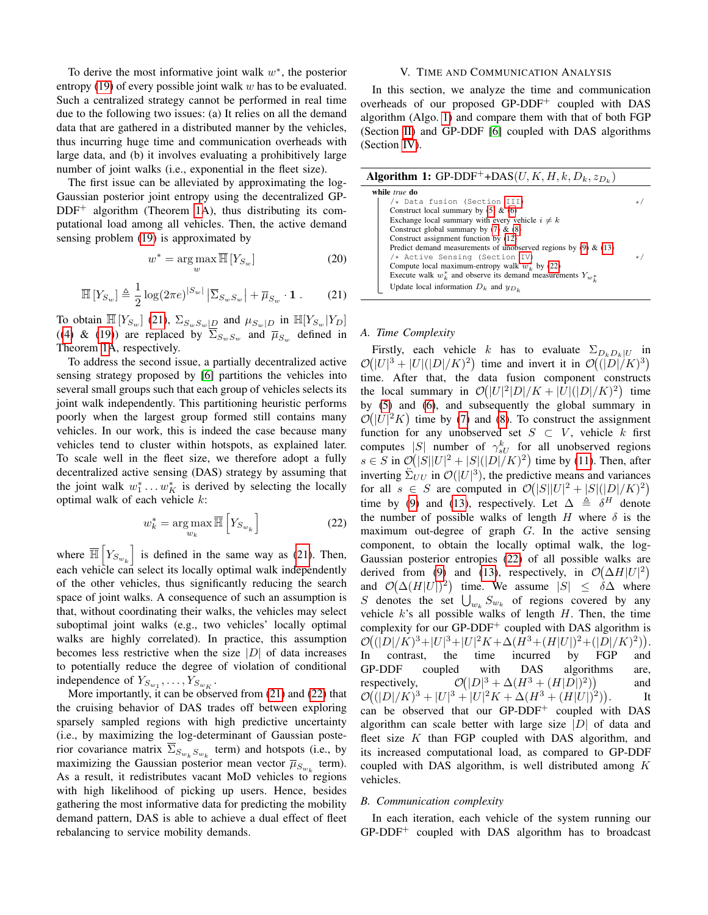To derive the most informative joint walk $w^*$, the posterior entropy (19) of every possible joint walk $w$ has to be evaluated. Such a centralized strategy cannot be performed in real time due to the following two issues: (a) It relies on all the demand data that are gathered in a distributed manner by the vehicles, thus incurring huge time and communication overheads with large data, and (b) it involves evaluating a prohibitively large number of joint walks (i.e., exponential in the fleet size).

The first issue can be alleviated by approximating the log-Gaussian posterior joint entropy using the decentralized GP-DDF$^+$ algorithm (Theorem 1A), thus distributing its computational load among all vehicles. Then, the active demand sensing problem (19) is approximated by

$$w^* = \arg\max_{w} \overline{\mathbb{H}}\left[Y_{S_w}\right] \tag{20}$$

$$\overline{\mathbb{H}}\left[Y_{S_w}\right] \triangleq \frac{1}{2}\log(2\pi e)^{|S_w|}\left|\overline{\Sigma}_{S_w S_w}\right| + \overline{\mu}_{S_w}\cdot\mathbf{1}\ . \tag{21}$$

To obtain $\overline{\mathbb{H}}\left[Y_{S_w}\right]$ (21), $\Sigma_{S_w S_w|D}$ and $\mu_{S_w|D}$ in $\mathbb{H}[Y_{S_w}|Y_D]$ ((4) & (19)) are replaced by $\overline{\Sigma}_{S_w S_w}$ and $\overline{\mu}_{S_w}$ defined in Theorem 1A, respectively.

To address the second issue, a partially decentralized active sensing strategy proposed by [6] partitions the vehicles into several small groups such that each group of vehicles selects its joint walk independently. This partitioning heuristic performs poorly when the largest group formed still contains many vehicles. In our work, this is indeed the case because many vehicles tend to cluster within hotspots, as explained later. To scale well in the fleet size, we therefore adopt a fully decentralized active sensing (DAS) strategy by assuming that the joint walk $w_1^* \ldots w_K^*$ is derived by selecting the locally optimal walk of each vehicle $k$:

$$w_k^* = \arg\max_{w_k} \overline{\mathbb{H}}\left[Y_{S_{w_k}}\right] \tag{22}$$

where $\overline{\mathbb{H}}\left[Y_{S_{w_k}}\right]$ is defined in the same way as (21). Then, each vehicle can select its locally optimal walk independently of the other vehicles, thus significantly reducing the search space of joint walks. A consequence of such an assumption is that, without coordinating their walks, the vehicles may select suboptimal joint walks (e.g., two vehicles' locally optimal walks are highly correlated). In practice, this assumption becomes less restrictive when the size $|D|$ of data increases to potentially reduce the degree of violation of conditional independence of $Y_{S_{w_1}}, \ldots, Y_{S_{w_K}}$.

More importantly, it can be observed from (21) and (22) that the cruising behavior of DAS trades off between exploring sparsely sampled regions with high predictive uncertainty (i.e., by maximizing the log-determinant of Gaussian posterior covariance matrix $\overline{\Sigma}_{S_{w_k} S_{w_k}}$ term) and hotspots (i.e., by maximizing the Gaussian posterior mean vector $\overline{\mu}_{S_{w_k}}$ term). As a result, it redistributes vacant MoD vehicles to regions with high likelihood of picking up users. Hence, besides gathering the most informative data for predicting the mobility demand pattern, DAS is able to achieve a dual effect of fleet rebalancing to service mobility demands.

## V. Time and Communication Analysis

In this section, we analyze the time and communication overheads of our proposed GP-DDF$^+$ coupled with DAS algorithm (Algo. 1) and compare them with that of both FGP (Section II) and GP-DDF [6] coupled with DAS algorithms (Section IV).

**Algorithm 1:** GP-DDF$^+$+DAS$(U, K, H, k, D_k, z_{D_k})$

```
while true do
    /* Data fusion (Section III)                                  */
    Construct local summary by (5) & (6)
    Exchange local summary with every vehicle i ≠ k
    Construct global summary by (7) & (8)
    Construct assignment function by (12)
    Predict demand measurements of unobserved regions by (9) & (13)
    /* Active Sensing (Section IV)                                */
    Compute local maximum-entropy walk w_k by (22)
    Execute walk w*_k and observe its demand measurements Y_{w*_k}
    Update local information D_k and y_{D_k}
```

### A. Time Complexity

Firstly, each vehicle $k$ has to evaluate $\Sigma_{D_k D_k|U}$ in $\mathcal{O}\big(|U|^3 + |U|(|D|/K)^2\big)$ time and invert it in $\mathcal{O}\big((|D|/K)^3\big)$ time. After that, the data fusion component constructs the local summary in $\mathcal{O}\big(|U|^2|D|/K + |U|(|D|/K)^2\big)$ time by (5) and (6), and subsequently the global summary in $\mathcal{O}\big(|U|^2 K\big)$ time by (7) and (8). To construct the assignment function for any unobserved set $S \subset V$, vehicle $k$ first computes $|S|$ number of $\gamma_{sU}^k$ for all unobserved regions $s \in S$ in $\mathcal{O}\big(|S||U|^2 + |S|(|D|/K)^2\big)$ time by (11). Then, after inverting $\ddot{\Sigma}_{UU}$ in $\mathcal{O}(|U|^3)$, the predictive means and variances for all $s \in S$ are computed in $\mathcal{O}\big(|S||U|^2 + |S|(|D|/K)^2\big)$ time by (9) and (13), respectively. Let $\Delta \triangleq \delta^H$ denote the number of possible walks of length $H$ where $\delta$ is the maximum out-degree of graph $G$. In the active sensing component, to obtain the locally optimal walk, the log-Gaussian posterior entropies (22) of all possible walks are derived from (9) and (13), respectively, in $\mathcal{O}\big(\Delta H|U|^2\big)$ and $\mathcal{O}\big(\Delta(H|U|)^2\big)$ time. We assume $|S| \leq \delta\Delta$ where $S$ denotes the set $\bigcup_{w_k} S_{w_k}$ of regions covered by any vehicle $k$'s all possible walks of length $H$. Then, the time complexity for our GP-DDF$^+$ coupled with DAS algorithm is $\mathcal{O}\big((|D|/K)^3 + |U|^3 + |U|^2 K + \Delta(H^3 + (H|U|)^2 + (|D|/K)^2)\big)$. In contrast, the time incurred by FGP and GP-DDF coupled with DAS algorithms are, respectively, $\mathcal{O}\big(|D|^3 + \Delta(H^3 + (H|D|)^2)\big)$ and $\mathcal{O}\big((|D|/K)^3 + |U|^3 + |U|^2 K + \Delta(H^3 + (H|U|)^2)\big)$. It can be observed that our GP-DDF$^+$ coupled with DAS algorithm can scale better with large size $|D|$ of data and fleet size $K$ than FGP coupled with DAS algorithm, and its increased computational load, as compared to GP-DDF coupled with DAS algorithm, is well distributed among $K$ vehicles.

### B. Communication complexity

In each iteration, each vehicle of the system running our GP-DDF$^+$ coupled with DAS algorithm has to broadcast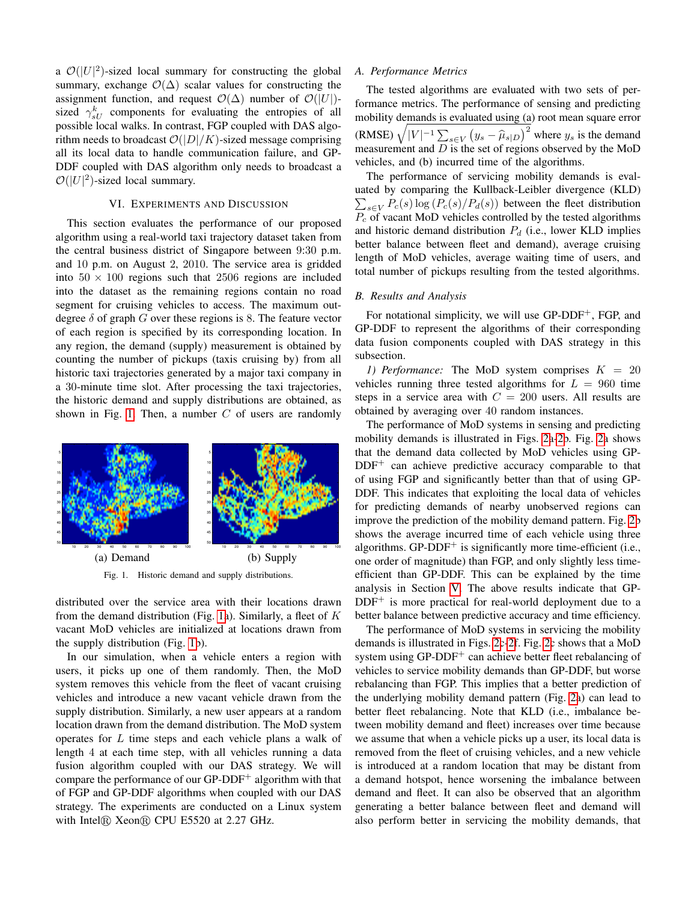a $\mathcal{O}(|U|^2)$-sized local summary for constructing the global summary, exchange $\mathcal{O}(\Delta)$ scalar values for constructing the assignment function, and request $\mathcal{O}(\Delta)$ number of $\mathcal{O}(|U|)$-sized $\gamma_{sU}^k$ components for evaluating the entropies of all possible local walks. In contrast, FGP coupled with DAS algorithm needs to broadcast $\mathcal{O}(|D|/K)$-sized message comprising all its local data to handle communication failure, and GP-DDF coupled with DAS algorithm only needs to broadcast a $\mathcal{O}(|U|^2)$-sized local summary.

## VI. Experiments and Discussion

This section evaluates the performance of our proposed algorithm using a real-world taxi trajectory dataset taken from the central business district of Singapore between 9:30 p.m. and 10 p.m. on August 2, 2010. The service area is gridded into $50 \times 100$ regions such that 2506 regions are included into the dataset as the remaining regions contain no road segment for cruising vehicles to access. The maximum outdegree $\delta$ of graph $G$ over these regions is 8. The feature vector of each region is specified by its corresponding location. In any region, the demand (supply) measurement is obtained by counting the number of pickups (taxis cruising by) from all historic taxi trajectories generated by a major taxi company in a 30-minute time slot. After processing the taxi trajectories, the historic demand and supply distributions are obtained, as shown in Fig. 1. Then, a number $C$ of users are randomly distributed over the service area with their locations drawn from the demand distribution (Fig. 1a). Similarly, a fleet of $K$ vacant MoD vehicles are initialized at locations drawn from the supply distribution (Fig. 1b).

(a) Demand (b) Supply

Fig. 1. Historic demand and supply distributions.

In our simulation, when a vehicle enters a region with users, it picks up one of them randomly. Then, the MoD system removes this vehicle from the fleet of vacant cruising vehicles and introduce a new vacant vehicle drawn from the supply distribution. Similarly, a new user appears at a random location drawn from the demand distribution. The MoD system operates for $L$ time steps and each vehicle plans a walk of length 4 at each time step, with all vehicles running a data fusion algorithm coupled with our DAS strategy. We will compare the performance of our GP-DDF$^+$ algorithm with that of FGP and GP-DDF algorithms when coupled with our DAS strategy. The experiments are conducted on a Linux system with Intel® Xeon® CPU E5520 at 2.27 GHz.

### A. Performance Metrics

The tested algorithms are evaluated with two sets of performance metrics. The performance of sensing and predicting mobility demands is evaluated using (a) root mean square error (RMSE) $\sqrt{|V|^{-1}\sum_{s\in V}\left(y_s - \widehat{\mu}_{s|D}\right)^2}$ where $y_s$ is the demand measurement and $D$ is the set of regions observed by the MoD vehicles, and (b) incurred time of the algorithms.

The performance of servicing mobility demands is evaluated by comparing the Kullback-Leibler divergence (KLD) $\sum_{s\in V} P_c(s)\log\left(P_c(s)/P_d(s)\right)$ between the fleet distribution $P_c$ of vacant MoD vehicles controlled by the tested algorithms and historic demand distribution $P_d$ (i.e., lower KLD implies better balance between fleet and demand), average cruising length of MoD vehicles, average waiting time of users, and total number of pickups resulting from the tested algorithms.

### B. Results and Analysis

For notational simplicity, we will use GP-DDF$^+$, FGP, and GP-DDF to represent the algorithms of their corresponding data fusion components coupled with DAS strategy in this subsection.

*1) Performance:* The MoD system comprises $K = 20$ vehicles running three tested algorithms for $L = 960$ time steps in a service area with $C = 200$ users. All results are obtained by averaging over 40 random instances.

The performance of MoD systems in sensing and predicting mobility demands is illustrated in Figs. 2a-2b. Fig. 2a shows that the demand data collected by MoD vehicles using GP-DDF$^+$ can achieve predictive accuracy comparable to that of using FGP and significantly better than that of using GP-DDF. This indicates that exploiting the local data of vehicles for predicting demands of nearby unobserved regions can improve the prediction of the mobility demand pattern. Fig. 2b shows the average incurred time of each vehicle using three algorithms. GP-DDF$^+$ is significantly more time-efficient (i.e., one order of magnitude) than FGP, and only slightly less time-efficient than GP-DDF. This can be explained by the time analysis in Section V. The above results indicate that GP-DDF$^+$ is more practical for real-world deployment due to a better balance between predictive accuracy and time efficiency.

The performance of MoD systems in servicing the mobility demands is illustrated in Figs. 2c-2f. Fig. 2c shows that a MoD system using GP-DDF$^+$ can achieve better fleet rebalancing of vehicles to service mobility demands than GP-DDF, but worse rebalancing than FGP. This implies that a better prediction of the underlying mobility demand pattern (Fig. 2a) can lead to better fleet rebalancing. Note that KLD (i.e., imbalance between mobility demand and fleet) increases over time because we assume that when a vehicle picks up a user, its local data is removed from the fleet of cruising vehicles, and a new vehicle is introduced at a random location that may be distant from a demand hotspot, hence worsening the imbalance between demand and fleet. It can also be observed that an algorithm generating a better balance between fleet and demand will also perform better in servicing the mobility demands, that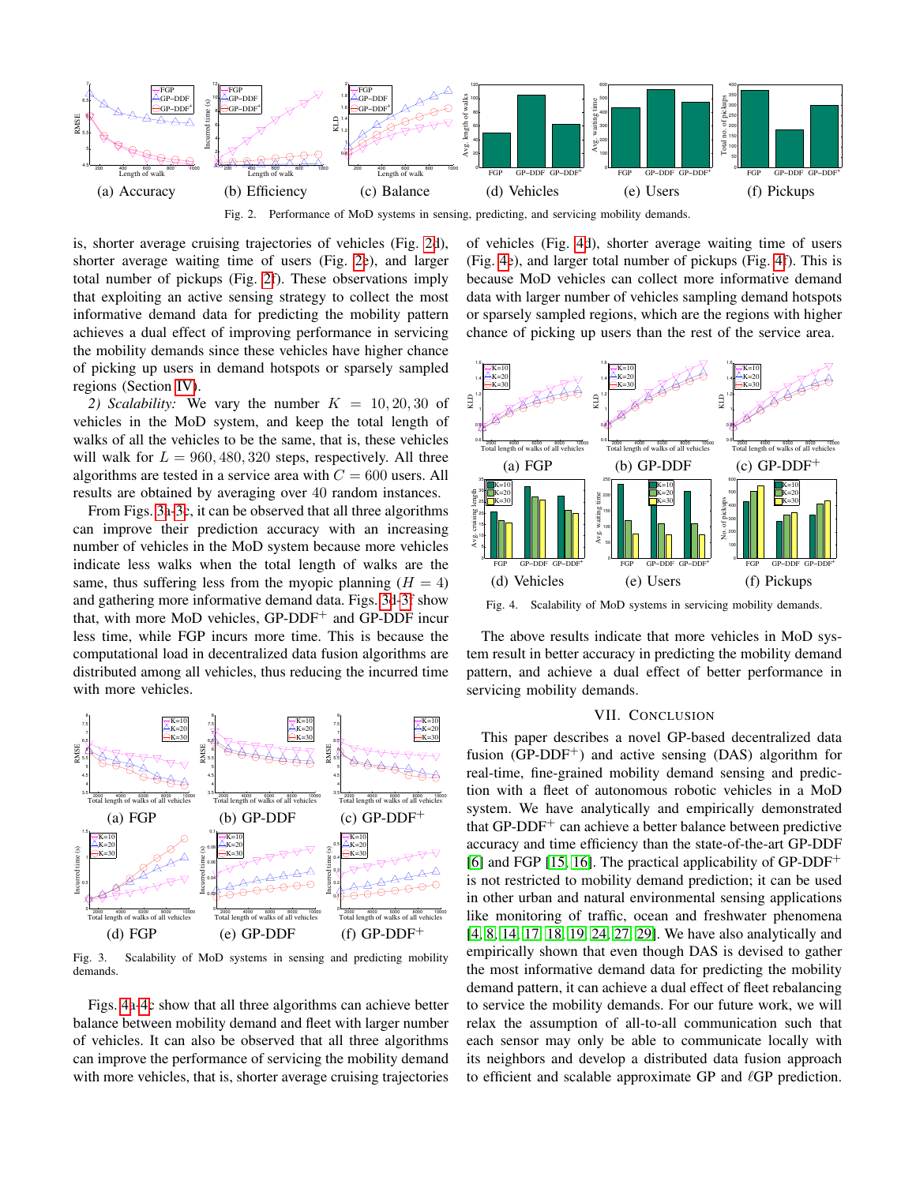(a) Accuracy (b) Efficiency (c) Balance (d) Vehicles (e) Users (f) Pickups

Fig. 2. Performance of MoD systems in sensing, predicting, and servicing mobility demands.

is, shorter average cruising trajectories of vehicles (Fig. 2d), shorter average waiting time of users (Fig. 2e), and larger total number of pickups (Fig. 2f). These observations imply that exploiting an active sensing strategy to collect the most informative demand data for predicting the mobility pattern achieves a dual effect of improving performance in servicing the mobility demands since these vehicles have higher chance of picking up users in demand hotspots or sparsely sampled regions (Section IV).

*2) Scalability:* We vary the number $K = 10, 20, 30$ of vehicles in the MoD system, and keep the total length of walks of all the vehicles to be the same, that is, these vehicles will walk for $L = 960, 480, 320$ steps, respectively. All three algorithms are tested in a service area with $C = 600$ users. All results are obtained by averaging over 40 random instances.

From Figs. 3a-3c, it can be observed that all three algorithms can improve their prediction accuracy with an increasing number of vehicles in the MoD system because more vehicles indicate less walks when the total length of walks are the same, thus suffering less from the myopic planning ($H = 4$) and gathering more informative demand data. Figs. 3d-3f show that, with more MoD vehicles, GP-DDF$^+$ and GP-DDF incur less time, while FGP incurs more time. This is because the computational load in decentralized data fusion algorithms are distributed among all vehicles, thus reducing the incurred time with more vehicles.

(a) FGP (b) GP-DDF (c) GP-DDF$^+$

(d) FGP (e) GP-DDF (f) GP-DDF$^+$

Fig. 3. Scalability of MoD systems in sensing and predicting mobility demands.

Figs. 4a-4c show that all three algorithms can achieve better balance between mobility demand and fleet with larger number of vehicles. It can also be observed that all three algorithms can improve the performance of servicing the mobility demand with more vehicles, that is, shorter average cruising trajectories of vehicles (Fig. 4d), shorter average waiting time of users (Fig. 4e), and larger total number of pickups (Fig. 4f). This is because MoD vehicles can collect more informative demand data with larger number of vehicles sampling demand hotspots or sparsely sampled regions, which are the regions with higher chance of picking up users than the rest of the service area.

(a) FGP (b) GP-DDF (c) GP-DDF$^+$

(d) Vehicles (e) Users (f) Pickups

Fig. 4. Scalability of MoD systems in servicing mobility demands.

The above results indicate that more vehicles in MoD system result in better accuracy in predicting the mobility demand pattern, and achieve a dual effect of better performance in servicing mobility demands.

## VII. Conclusion

This paper describes a novel GP-based decentralized data fusion (GP-DDF$^+$) and active sensing (DAS) algorithm for real-time, fine-grained mobility demand sensing and prediction with a fleet of autonomous robotic vehicles in a MoD system. We have analytically and empirically demonstrated that GP-DDF$^+$ can achieve a better balance between predictive accuracy and time efficiency than the state-of-the-art GP-DDF [6] and FGP [15, 16]. The practical applicability of GP-DDF$^+$ is not restricted to mobility demand prediction; it can be used in other urban and natural environmental sensing applications like monitoring of traffic, ocean and freshwater phenomena [4, 8, 14, 17, 18, 19, 24, 27, 29]. We have also analytically and empirically shown that even though DAS is devised to gather the most informative demand data for predicting the mobility demand pattern, it can achieve a dual effect of fleet rebalancing to service the mobility demands. For our future work, we will relax the assumption of all-to-all communication such that each sensor may only be able to communicate locally with its neighbors and develop a distributed data fusion approach to efficient and scalable approximate GP and $\ell$GP prediction.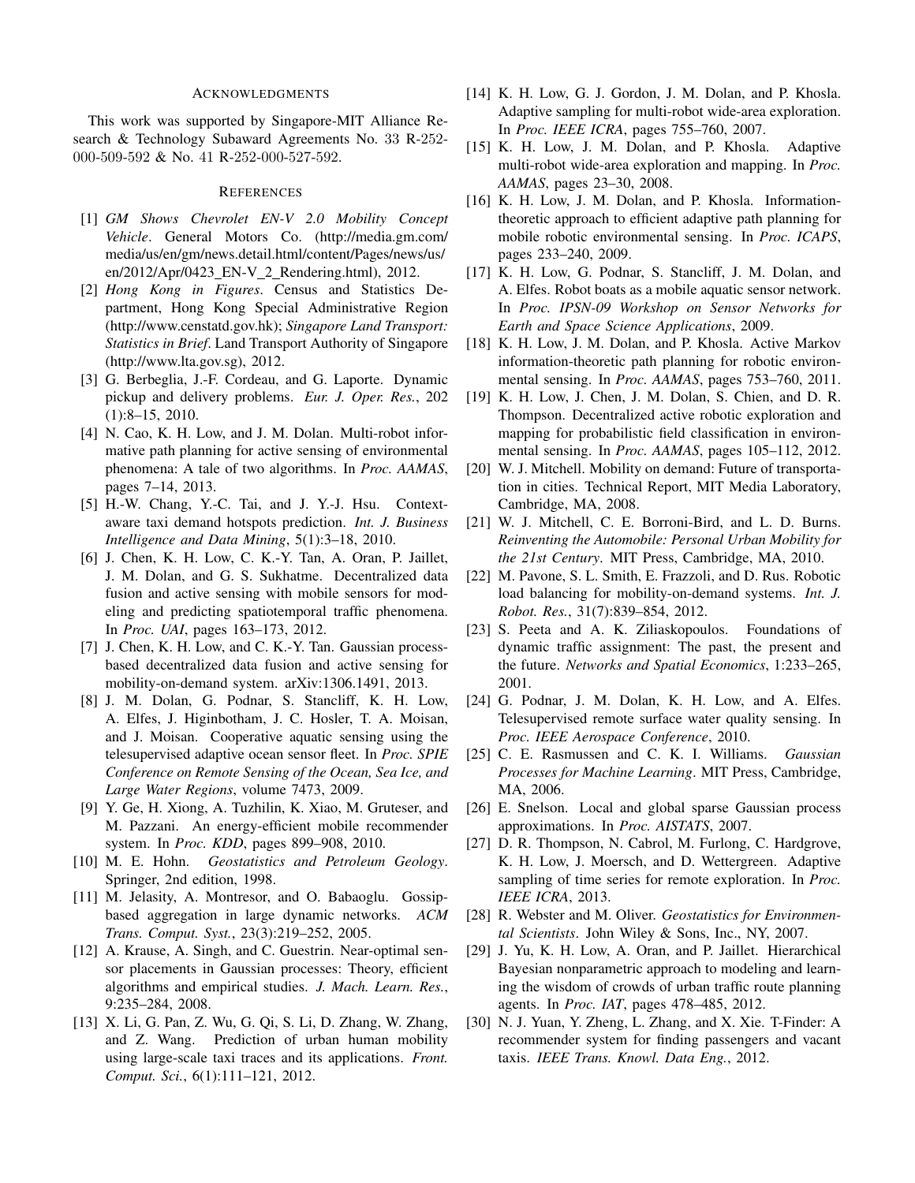## Acknowledgments

This work was supported by Singapore-MIT Alliance Research & Technology Subaward Agreements No. 33 R-252-000-509-592 & No. 41 R-252-000-527-592.

## References

[1] *GM Shows Chevrolet EN-V 2.0 Mobility Concept Vehicle*. General Motors Co. (http://media.gm.com/media/us/en/gm/news.detail.html/content/Pages/news/us/en/2012/Apr/0423_EN-V_2_Rendering.html), 2012.

[2] *Hong Kong in Figures*. Census and Statistics Department, Hong Kong Special Administrative Region (http://www.censtatd.gov.hk); *Singapore Land Transport: Statistics in Brief*. Land Transport Authority of Singapore (http://www.lta.gov.sg), 2012.

[3] G. Berbeglia, J.-F. Cordeau, and G. Laporte. Dynamic pickup and delivery problems. *Eur. J. Oper. Res.*, 202 (1):8–15, 2010.

[4] N. Cao, K. H. Low, and J. M. Dolan. Multi-robot informative path planning for active sensing of environmental phenomena: A tale of two algorithms. In *Proc. AAMAS*, pages 7–14, 2013.

[5] H.-W. Chang, Y.-C. Tai, and J. Y.-J. Hsu. Context-aware taxi demand hotspots prediction. *Int. J. Business Intelligence and Data Mining*, 5(1):3–18, 2010.

[6] J. Chen, K. H. Low, C. K.-Y. Tan, A. Oran, P. Jaillet, J. M. Dolan, and G. S. Sukhatme. Decentralized data fusion and active sensing with mobile sensors for modeling and predicting spatiotemporal traffic phenomena. In *Proc. UAI*, pages 163–173, 2012.

[7] J. Chen, K. H. Low, and C. K.-Y. Tan. Gaussian process-based decentralized data fusion and active sensing for mobility-on-demand system. arXiv:1306.1491, 2013.

[8] J. M. Dolan, G. Podnar, S. Stancliff, K. H. Low, A. Elfes, J. Higinbotham, J. C. Hosler, T. A. Moisan, and J. Moisan. Cooperative aquatic sensing using the telesupervised adaptive ocean sensor fleet. In *Proc. SPIE Conference on Remote Sensing of the Ocean, Sea Ice, and Large Water Regions*, volume 7473, 2009.

[9] Y. Ge, H. Xiong, A. Tuzhilin, K. Xiao, M. Gruteser, and M. Pazzani. An energy-efficient mobile recommender system. In *Proc. KDD*, pages 899–908, 2010.

[10] M. E. Hohn. *Geostatistics and Petroleum Geology*. Springer, 2nd edition, 1998.

[11] M. Jelasity, A. Montresor, and O. Babaoglu. Gossip-based aggregation in large dynamic networks. *ACM Trans. Comput. Syst.*, 23(3):219–252, 2005.

[12] A. Krause, A. Singh, and C. Guestrin. Near-optimal sensor placements in Gaussian processes: Theory, efficient algorithms and empirical studies. *J. Mach. Learn. Res.*, 9:235–284, 2008.

[13] X. Li, G. Pan, Z. Wu, G. Qi, S. Li, D. Zhang, W. Zhang, and Z. Wang. Prediction of urban human mobility using large-scale taxi traces and its applications. *Front. Comput. Sci.*, 6(1):111–121, 2012.

[14] K. H. Low, G. J. Gordon, J. M. Dolan, and P. Khosla. Adaptive sampling for multi-robot wide-area exploration. In *Proc. IEEE ICRA*, pages 755–760, 2007.

[15] K. H. Low, J. M. Dolan, and P. Khosla. Adaptive multi-robot wide-area exploration and mapping. In *Proc. AAMAS*, pages 23–30, 2008.

[16] K. H. Low, J. M. Dolan, and P. Khosla. Information-theoretic approach to efficient adaptive path planning for mobile robotic environmental sensing. In *Proc. ICAPS*, pages 233–240, 2009.

[17] K. H. Low, G. Podnar, S. Stancliff, J. M. Dolan, and A. Elfes. Robot boats as a mobile aquatic sensor network. In *Proc. IPSN-09 Workshop on Sensor Networks for Earth and Space Science Applications*, 2009.

[18] K. H. Low, J. M. Dolan, and P. Khosla. Active Markov information-theoretic path planning for robotic environmental sensing. In *Proc. AAMAS*, pages 753–760, 2011.

[19] K. H. Low, J. Chen, J. M. Dolan, S. Chien, and D. R. Thompson. Decentralized active robotic exploration and mapping for probabilistic field classification in environmental sensing. In *Proc. AAMAS*, pages 105–112, 2012.

[20] W. J. Mitchell. Mobility on demand: Future of transportation in cities. Technical Report, MIT Media Laboratory, Cambridge, MA, 2008.

[21] W. J. Mitchell, C. E. Borroni-Bird, and L. D. Burns. *Reinventing the Automobile: Personal Urban Mobility for the 21st Century*. MIT Press, Cambridge, MA, 2010.

[22] M. Pavone, S. L. Smith, E. Frazzoli, and D. Rus. Robotic load balancing for mobility-on-demand systems. *Int. J. Robot. Res.*, 31(7):839–854, 2012.

[23] S. Peeta and A. K. Ziliaskopoulos. Foundations of dynamic traffic assignment: The past, the present and the future. *Networks and Spatial Economics*, 1:233–265, 2001.

[24] G. Podnar, J. M. Dolan, K. H. Low, and A. Elfes. Telesupervised remote surface water quality sensing. In *Proc. IEEE Aerospace Conference*, 2010.

[25] C. E. Rasmussen and C. K. I. Williams. *Gaussian Processes for Machine Learning*. MIT Press, Cambridge, MA, 2006.

[26] E. Snelson. Local and global sparse Gaussian process approximations. In *Proc. AISTATS*, 2007.

[27] D. R. Thompson, N. Cabrol, M. Furlong, C. Hardgrove, K. H. Low, J. Moersch, and D. Wettergreen. Adaptive sampling of time series for remote exploration. In *Proc. IEEE ICRA*, 2013.

[28] R. Webster and M. Oliver. *Geostatistics for Environmental Scientists*. John Wiley & Sons, Inc., NY, 2007.

[29] J. Yu, K. H. Low, A. Oran, and P. Jaillet. Hierarchical Bayesian nonparametric approach to modeling and learning the wisdom of crowds of urban traffic route planning agents. In *Proc. IAT*, pages 478–485, 2012.

[30] N. J. Yuan, Y. Zheng, L. Zhang, and X. Xie. T-Finder: A recommender system for finding passengers and vacant taxis. *IEEE Trans. Knowl. Data Eng.*, 2012.